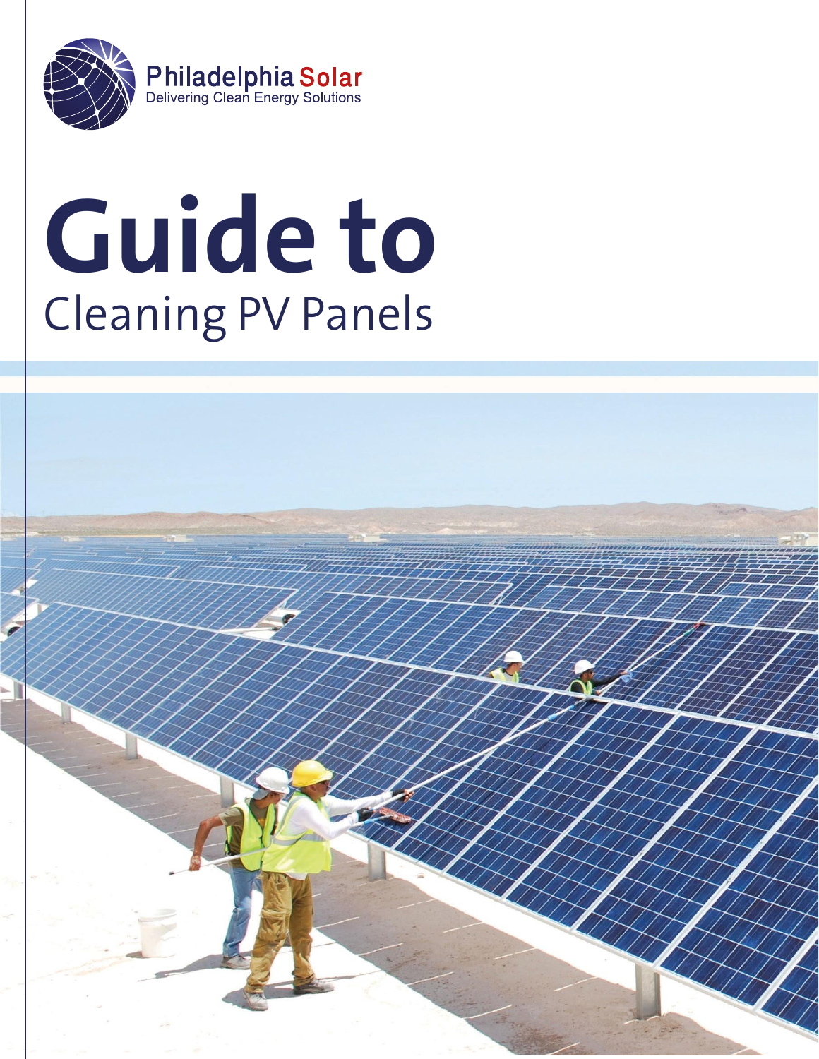Philadelphia Solar
Delivering Clean Energy Solutions

# Guide to
## Cleaning PV Panels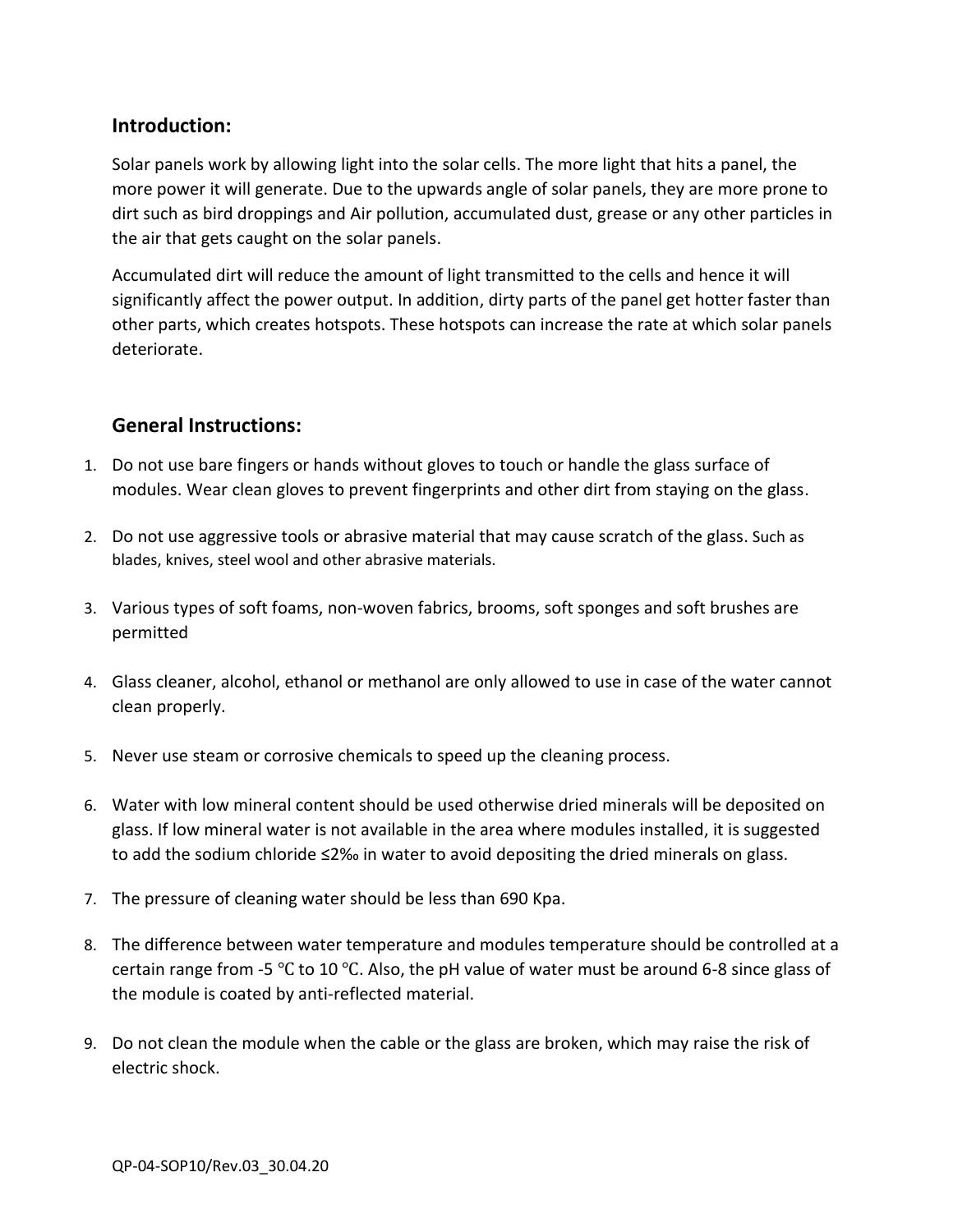## Introduction:

Solar panels work by allowing light into the solar cells. The more light that hits a panel, the more power it will generate. Due to the upwards angle of solar panels, they are more prone to dirt such as bird droppings and Air pollution, accumulated dust, grease or any other particles in the air that gets caught on the solar panels.

Accumulated dirt will reduce the amount of light transmitted to the cells and hence it will significantly affect the power output. In addition, dirty parts of the panel get hotter faster than other parts, which creates hotspots. These hotspots can increase the rate at which solar panels deteriorate.

## General Instructions:

1. Do not use bare fingers or hands without gloves to touch or handle the glass surface of modules. Wear clean gloves to prevent fingerprints and other dirt from staying on the glass.

2. Do not use aggressive tools or abrasive material that may cause scratch of the glass. Such as blades, knives, steel wool and other abrasive materials.

3. Various types of soft foams, non-woven fabrics, brooms, soft sponges and soft brushes are permitted

4. Glass cleaner, alcohol, ethanol or methanol are only allowed to use in case of the water cannot clean properly.

5. Never use steam or corrosive chemicals to speed up the cleaning process.

6. Water with low mineral content should be used otherwise dried minerals will be deposited on glass. If low mineral water is not available in the area where modules installed, it is suggested to add the sodium chloride ≤2‰ in water to avoid depositing the dried minerals on glass.

7. The pressure of cleaning water should be less than 690 Kpa.

8. The difference between water temperature and modules temperature should be controlled at a certain range from -5 ℃ to 10 ℃. Also, the pH value of water must be around 6-8 since glass of the module is coated by anti-reflected material.

9. Do not clean the module when the cable or the glass are broken, which may raise the risk of electric shock.

QP-04-SOP10/Rev.03_30.04.20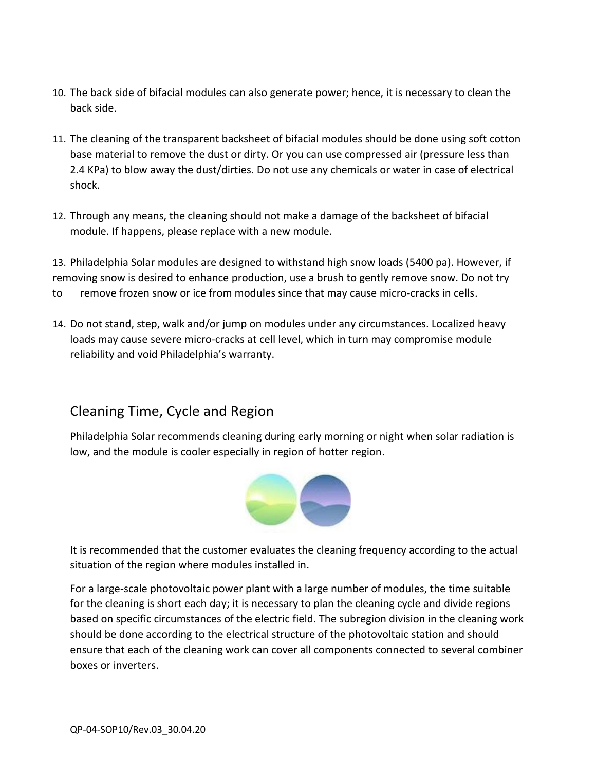10. The back side of bifacial modules can also generate power; hence, it is necessary to clean the back side.

11. The cleaning of the transparent backsheet of bifacial modules should be done using soft cotton base material to remove the dust or dirty. Or you can use compressed air (pressure less than 2.4 KPa) to blow away the dust/dirties. Do not use any chemicals or water in case of electrical shock.

12. Through any means, the cleaning should not make a damage of the backsheet of bifacial module. If happens, please replace with a new module.

13. Philadelphia Solar modules are designed to withstand high snow loads (5400 pa). However, if removing snow is desired to enhance production, use a brush to gently remove snow. Do not try to remove frozen snow or ice from modules since that may cause micro-cracks in cells.

14. Do not stand, step, walk and/or jump on modules under any circumstances. Localized heavy loads may cause severe micro-cracks at cell level, which in turn may compromise module reliability and void Philadelphia's warranty.

## Cleaning Time, Cycle and Region

Philadelphia Solar recommends cleaning during early morning or night when solar radiation is low, and the module is cooler especially in region of hotter region.

It is recommended that the customer evaluates the cleaning frequency according to the actual situation of the region where modules installed in.

For a large-scale photovoltaic power plant with a large number of modules, the time suitable for the cleaning is short each day; it is necessary to plan the cleaning cycle and divide regions based on specific circumstances of the electric field. The subregion division in the cleaning work should be done according to the electrical structure of the photovoltaic station and should ensure that each of the cleaning work can cover all components connected to several combiner boxes or inverters.

QP-04-SOP10/Rev.03_30.04.20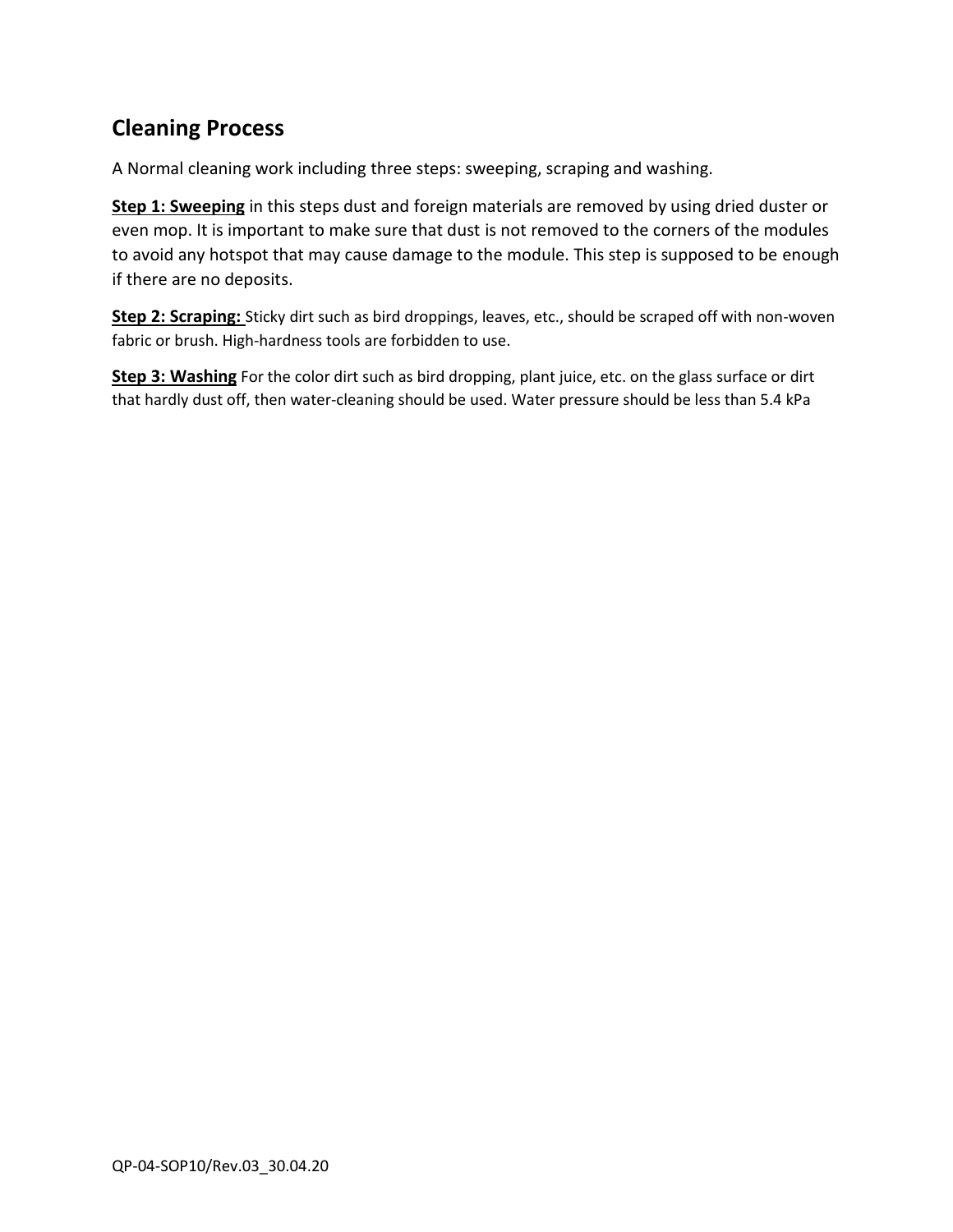## Cleaning Process

A Normal cleaning work including three steps: sweeping, scraping and washing.

**<u>Step 1: Sweeping</u>** in this steps dust and foreign materials are removed by using dried duster or even mop. It is important to make sure that dust is not removed to the corners of the modules to avoid any hotspot that may cause damage to the module. This step is supposed to be enough if there are no deposits.

**<u>Step 2: Scraping:</u>** Sticky dirt such as bird droppings, leaves, etc., should be scraped off with non-woven fabric or brush. High-hardness tools are forbidden to use.

**<u>Step 3: Washing</u>** For the color dirt such as bird dropping, plant juice, etc. on the glass surface or dirt that hardly dust off, then water-cleaning should be used. Water pressure should be less than 5.4 kPa

QP-04-SOP10/Rev.03_30.04.20